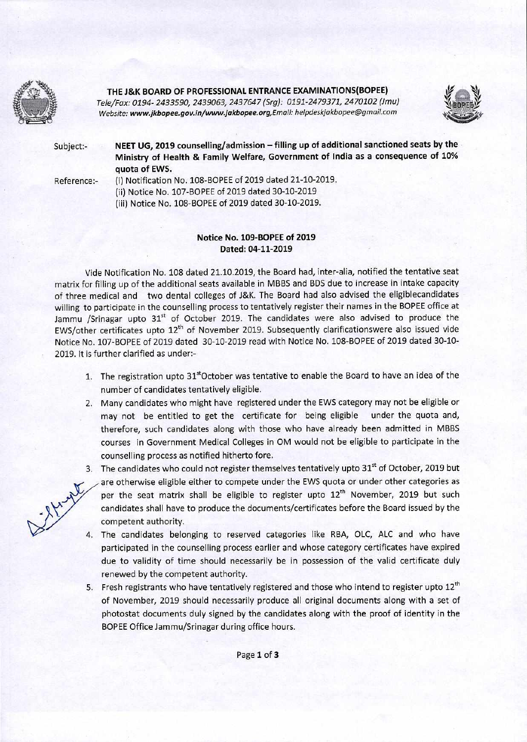**THE J&K BOARD OF PROFESSIONAL ENTRANCE EXAMINATIONS(BOPEE)**
*Tele/Fax: 0194- 2433590, 2439063, 2437647 (Srg): 0191-2479371, 2470102 (Jmu)*
*Website: www.jkbopee.gov.in/www.jakbopee.org,Email: helpdeskjakbopee@gmail.com*

Subject:- **NEET UG, 2019 counselling/admission – filling up of additional sanctioned seats by the Ministry of Health & Family Welfare, Government of India as a consequence of 10% quota of EWS.**

Reference:- (i) Notification No. 108-BOPEE of 2019 dated 21-10-2019.
(ii) Notice No. 107-BOPEE of 2019 dated 30-10-2019
(iii) Notice No. 108-BOPEE of 2019 dated 30-10-2019.

**Notice No. 109-BOPEE of 2019**
**Dated: 04-11-2019**

Vide Notification No. 108 dated 21.10.2019, the Board had, inter-alia, notified the tentative seat matrix for filling up of the additional seats available in MBBS and BDS due to increase in intake capacity of three medical and two dental colleges of J&K. The Board had also advised the eligiblecandidates willing to participate in the counselling process to tentatively register their names in the BOPEE office at Jammu /Srinagar upto 31st of October 2019. The candidates were also advised to produce the EWS/other certificates upto 12th of November 2019. Subsequently clarificationswere also issued vide Notice No. 107-BOPEE of 2019 dated 30-10-2019 read with Notice No. 108-BOPEE of 2019 dated 30-10-2019. It is further clarified as under:-

1. The registration upto 31stOctober was tentative to enable the Board to have an idea of the number of candidates tentatively eligible.
2. Many candidates who might have registered under the EWS category may not be eligible or may not be entitled to get the certificate for being eligible under the quota and, therefore, such candidates along with those who have already been admitted in MBBS courses in Government Medical Colleges in OM would not be eligible to participate in the counselling process as notified hitherto fore.
3. The candidates who could not register themselves tentatively upto 31st of October, 2019 but are otherwise eligible either to compete under the EWS quota or under other categories as per the seat matrix shall be eligible to register upto 12th November, 2019 but such candidates shall have to produce the documents/certificates before the Board issued by the competent authority.
4. The candidates belonging to reserved categories like RBA, OLC, ALC and who have participated in the counselling process earlier and whose category certificates have expired due to validity of time should necessarily be in possession of the valid certificate duly renewed by the competent authority.
5. Fresh registrants who have tentatively registered and those who intend to register upto 12th of November, 2019 should necessarily produce all original documents along with a set of photostat documents duly signed by the candidates along with the proof of identity in the BOPEE Office Jammu/Srinagar during office hours.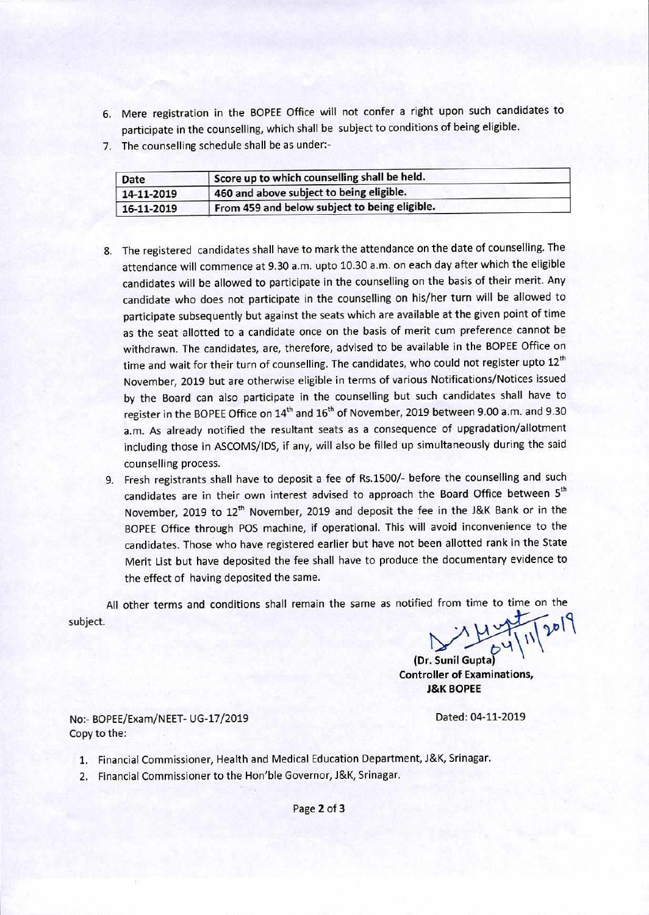6. Mere registration in the BOPEE Office will not confer a right upon such candidates to participate in the counselling, which shall be subject to conditions of being eligible.
7. The counselling schedule shall be as under:-

| Date | Score up to which counselling shall be held. |
|---|---|
| 14-11-2019 | 460 and above subject to being eligible. |
| 16-11-2019 | From 459 and below subject to being eligible. |

8. The registered candidates shall have to mark the attendance on the date of counselling. The attendance will commence at 9.30 a.m. upto 10.30 a.m. on each day after which the eligible candidates will be allowed to participate in the counselling on the basis of their merit. Any candidate who does not participate in the counselling on his/her turn will be allowed to participate subsequently but against the seats which are available at the given point of time as the seat allotted to a candidate once on the basis of merit cum preference cannot be withdrawn. The candidates, are, therefore, advised to be available in the BOPEE Office on time and wait for their turn of counselling. The candidates, who could not register upto 12th November, 2019 but are otherwise eligible in terms of various Notifications/Notices issued by the Board can also participate in the counselling but such candidates shall have to register in the BOPEE Office on 14th and 16th of November, 2019 between 9.00 a.m. and 9.30 a.m. As already notified the resultant seats as a consequence of upgradation/allotment including those in ASCOMS/IDS, if any, will also be filled up simultaneously during the said counselling process.
9. Fresh registrants shall have to deposit a fee of Rs.1500/- before the counselling and such candidates are in their own interest advised to approach the Board Office between 5th November, 2019 to 12th November, 2019 and deposit the fee in the J&K Bank or in the BOPEE Office through POS machine, if operational. This will avoid inconvenience to the candidates. Those who have registered earlier but have not been allotted rank in the State Merit List but have deposited the fee shall have to produce the documentary evidence to the effect of having deposited the same.

All other terms and conditions shall remain the same as notified from time to time on the subject.

04/11/2019

**(Dr. Sunil Gupta)**
**Controller of Examinations,**
**J&K BOPEE**

No:- BOPEE/Exam/NEET- UG-17/2019

Dated: 04-11-2019

Copy to the:

1. Financial Commissioner, Health and Medical Education Department, J&K, Srinagar.
2. Financial Commissioner to the Hon'ble Governor, J&K, Srinagar.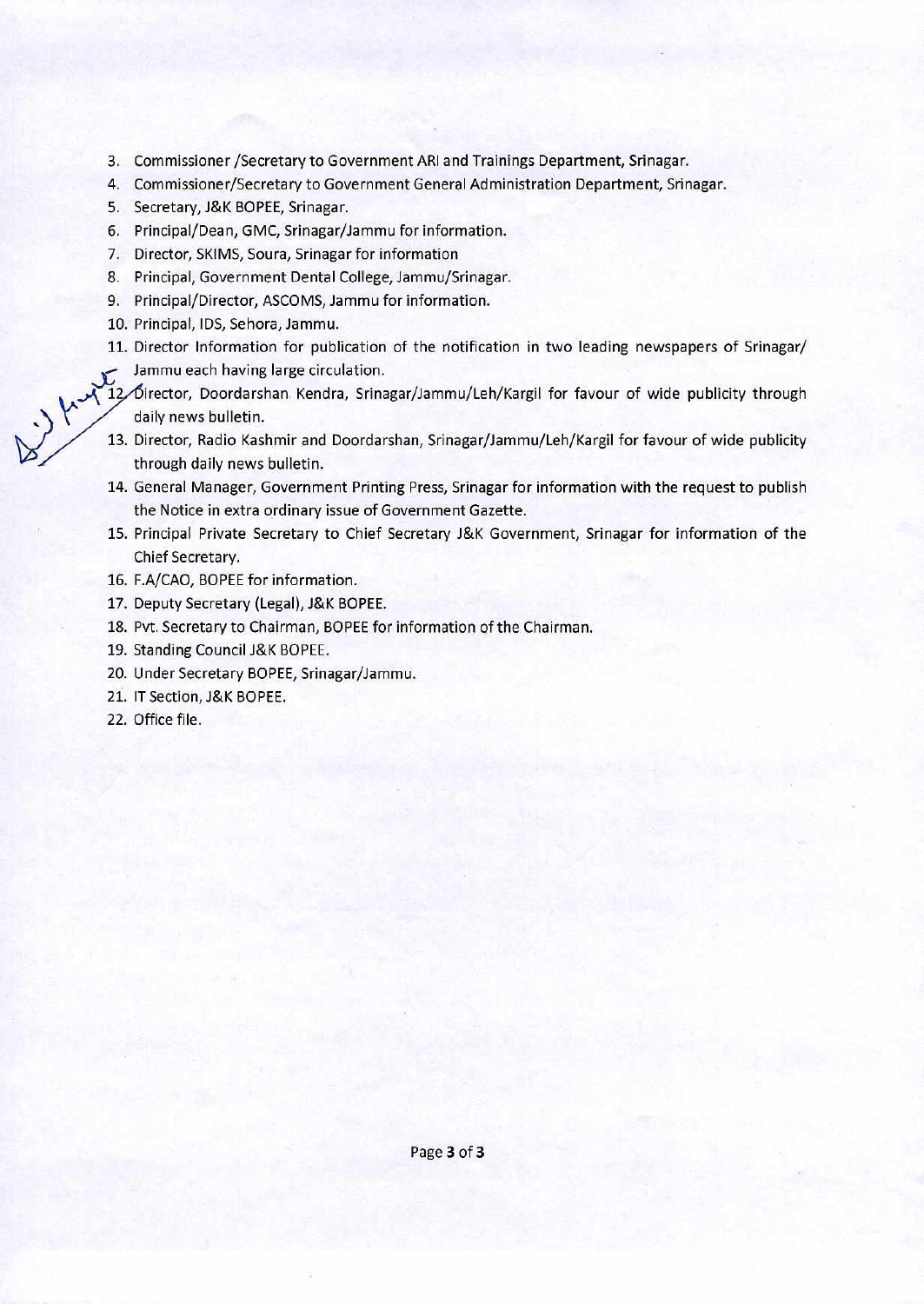3. Commissioner /Secretary to Government ARI and Trainings Department, Srinagar.
4. Commissioner/Secretary to Government General Administration Department, Srinagar.
5. Secretary, J&K BOPEE, Srinagar.
6. Principal/Dean, GMC, Srinagar/Jammu for information.
7. Director, SKIMS, Soura, Srinagar for information
8. Principal, Government Dental College, Jammu/Srinagar.
9. Principal/Director, ASCOMS, Jammu for information.
10. Principal, IDS, Sehora, Jammu.
11. Director Information for publication of the notification in two leading newspapers of Srinagar/ Jammu each having large circulation.
12. Director, Doordarshan Kendra, Srinagar/Jammu/Leh/Kargil for favour of wide publicity through daily news bulletin.
13. Director, Radio Kashmir and Doordarshan, Srinagar/Jammu/Leh/Kargil for favour of wide publicity through daily news bulletin.
14. General Manager, Government Printing Press, Srinagar for information with the request to publish the Notice in extra ordinary issue of Government Gazette.
15. Principal Private Secretary to Chief Secretary J&K Government, Srinagar for information of the Chief Secretary.
16. F.A/CAO, BOPEE for information.
17. Deputy Secretary (Legal), J&K BOPEE.
18. Pvt. Secretary to Chairman, BOPEE for information of the Chairman.
19. Standing Council J&K BOPEE.
20. Under Secretary BOPEE, Srinagar/Jammu.
21. IT Section, J&K BOPEE.
22. Office file.